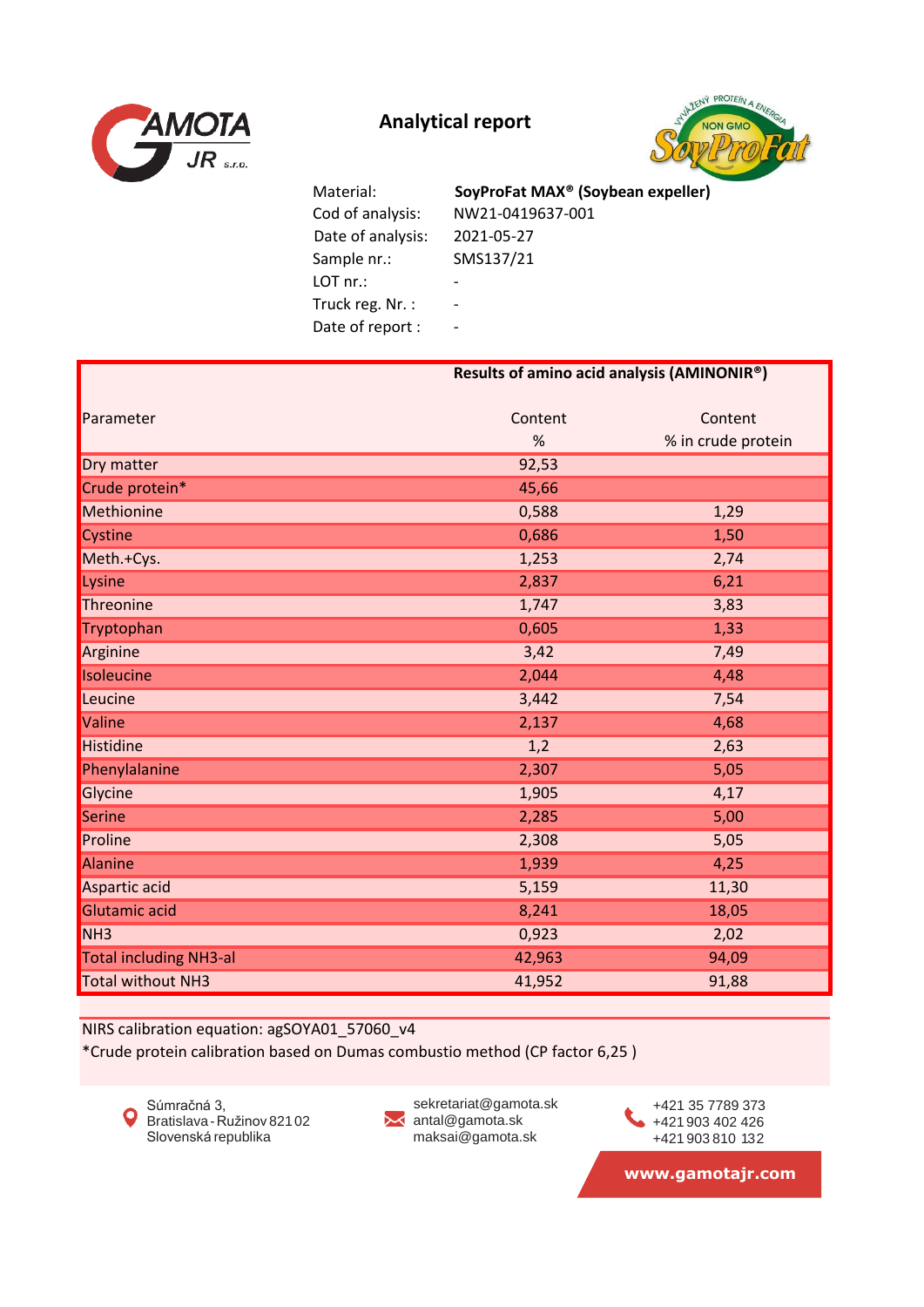# Analytical report

| | |
|---|---|
| Material: | **SoyProFat MAX® (Soybean expeller)** |
| Cod of analysis: | NW21-0419637-001 |
| Date of analysis: | 2021-05-27 |
| Sample nr.: | SMS137/21 |
| LOT nr.: | - |
| Truck reg. Nr. : | - |
| Date of report : | - |

**Results of amino acid analysis (AMINONIR®)**

| Parameter | Content % | Content % in crude protein |
|---|---|---|
| Dry matter | 92,53 | |
| Crude protein* | 45,66 | |
| Methionine | 0,588 | 1,29 |
| Cystine | 0,686 | 1,50 |
| Meth.+Cys. | 1,253 | 2,74 |
| Lysine | 2,837 | 6,21 |
| Threonine | 1,747 | 3,83 |
| Tryptophan | 0,605 | 1,33 |
| Arginine | 3,42 | 7,49 |
| Isoleucine | 2,044 | 4,48 |
| Leucine | 3,442 | 7,54 |
| Valine | 2,137 | 4,68 |
| Histidine | 1,2 | 2,63 |
| Phenylalanine | 2,307 | 5,05 |
| Glycine | 1,905 | 4,17 |
| Serine | 2,285 | 5,00 |
| Proline | 2,308 | 5,05 |
| Alanine | 1,939 | 4,25 |
| Aspartic acid | 5,159 | 11,30 |
| Glutamic acid | 8,241 | 18,05 |
| NH3 | 0,923 | 2,02 |
| Total including NH3-al | 42,963 | 94,09 |
| Total without NH3 | 41,952 | 91,88 |

NIRS calibration equation: agSOYA01_57060_v4

*Crude protein calibration based on Dumas combustio method (CP factor 6,25 )

Súmračná 3,
Bratislava - Ružinov 821 02
Slovenská republika

sekretariat@gamota.sk
antal@gamota.sk
maksai@gamota.sk

+421 35 7789 373
+421 903 402 426
+421 903 810 132

**www.gamotajr.com**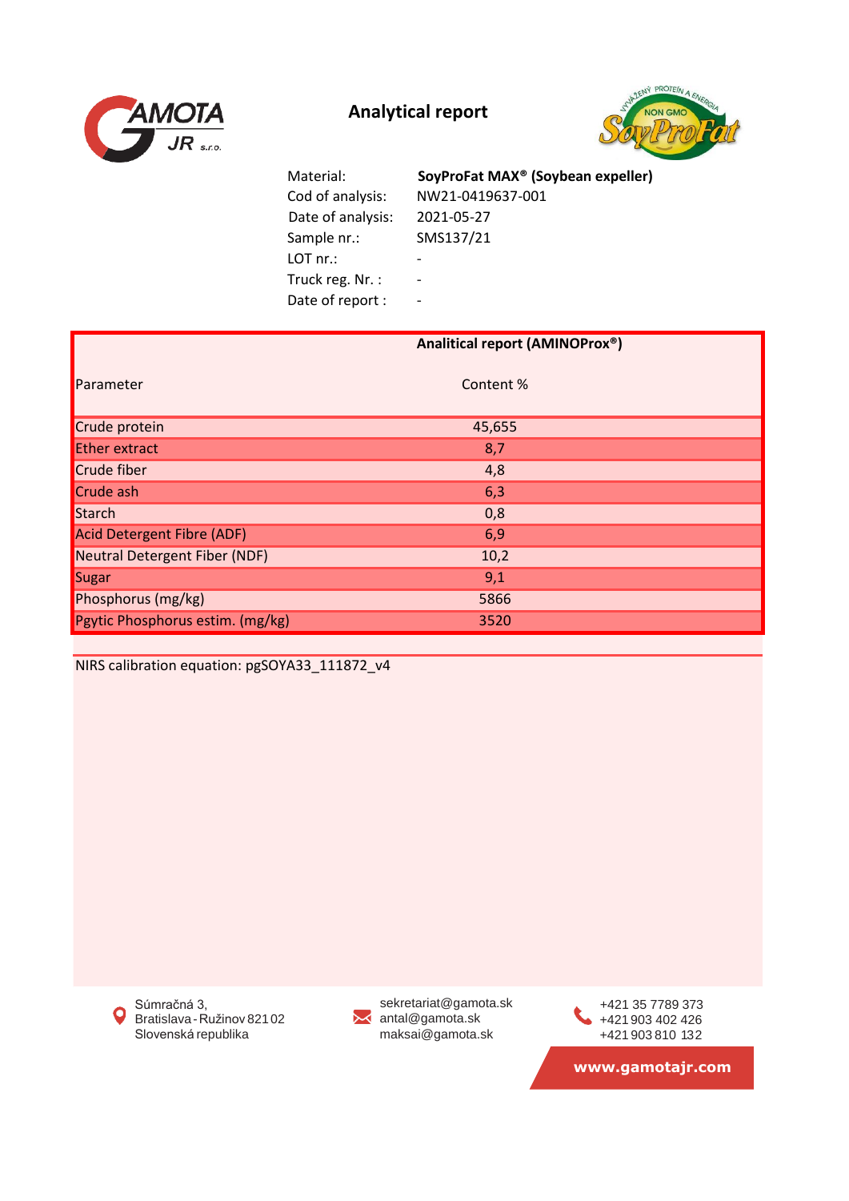# Analytical report

| | |
|---|---|
| Material: | **SoyProFat MAX® (Soybean expeller)** |
| Cod of analysis: | NW21-0419637-001 |
| Date of analysis: | 2021-05-27 |
| Sample nr.: | SMS137/21 |
| LOT nr.: | - |
| Truck reg. Nr. : | - |
| Date of report : | - |

| | **Analitical report (AMINOProx®)** |
|---|---|
| Parameter | Content % |
| Crude protein | 45,655 |
| Ether extract | 8,7 |
| Crude fiber | 4,8 |
| Crude ash | 6,3 |
| Starch | 0,8 |
| Acid Detergent Fibre (ADF) | 6,9 |
| Neutral Detergent Fiber (NDF) | 10,2 |
| Sugar | 9,1 |
| Phosphorus (mg/kg) | 5866 |
| Pgytic Phosphorus estim. (mg/kg) | 3520 |

NIRS calibration equation: pgSOYA33_111872_v4

Súmračná 3,
Bratislava - Ružinov 821 02
Slovenská republika

sekretariat@gamota.sk
antal@gamota.sk
maksai@gamota.sk

+421 35 7789 373
+421 903 402 426
+421 903 810 132

www.gamotajr.com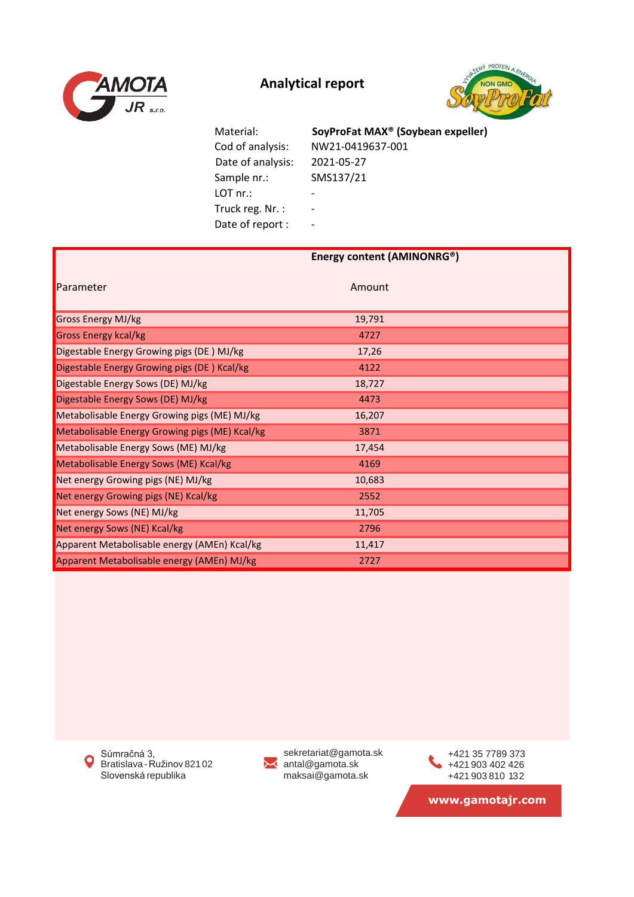# Analytical report

| | |
|---|---|
| Material: | **SoyProFat MAX® (Soybean expeller)** |
| Cod of analysis: | NW21-0419637-001 |
| Date of analysis: | 2021-05-27 |
| Sample nr.: | SMS137/21 |
| LOT nr.: | - |
| Truck reg. Nr. : | - |
| Date of report : | - |

| Parameter | **Energy content (AMINONRG®)** Amount |
|---|---|
| Gross Energy MJ/kg | 19,791 |
| Gross Energy kcal/kg | 4727 |
| Digestable Energy Growing pigs (DE ) MJ/kg | 17,26 |
| Digestable Energy Growing pigs (DE ) Kcal/kg | 4122 |
| Digestable Energy Sows (DE) MJ/kg | 18,727 |
| Digestable Energy Sows (DE) MJ/kg | 4473 |
| Metabolisable Energy Growing pigs (ME) MJ/kg | 16,207 |
| Metabolisable Energy Growing pigs (ME) Kcal/kg | 3871 |
| Metabolisable Energy Sows (ME) MJ/kg | 17,454 |
| Metabolisable Energy Sows (ME) Kcal/kg | 4169 |
| Net energy Growing pigs (NE) MJ/kg | 10,683 |
| Net energy Growing pigs (NE) Kcal/kg | 2552 |
| Net energy Sows (NE) MJ/kg | 11,705 |
| Net energy Sows (NE) Kcal/kg | 2796 |
| Apparent Metabolisable energy (AMEn) Kcal/kg | 11,417 |
| Apparent Metabolisable energy (AMEn) MJ/kg | 2727 |

Súmračná 3,
Bratislava - Ružinov 821 02
Slovenská republika

sekretariat@gamota.sk
antal@gamota.sk
maksai@gamota.sk

+421 35 7789 373
+421 903 402 426
+421 903 810 132

www.gamotajr.com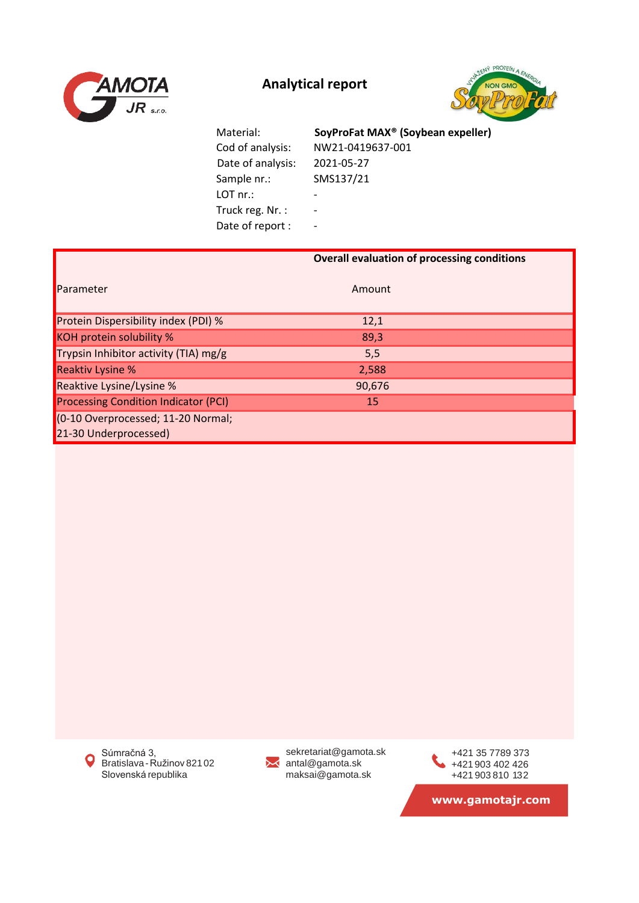# Analytical report

| | |
|---|---|
| Material: | **SoyProFat MAX® (Soybean expeller)** |
| Cod of analysis: | NW21-0419637-001 |
| Date of analysis: | 2021-05-27 |
| Sample nr.: | SMS137/21 |
| LOT nr.: | - |
| Truck reg. Nr. : | - |
| Date of report : | - |

**Overall evaluation of processing conditions**

| Parameter | Amount |
|---|---|
| Protein Dispersibility index (PDI) % | 12,1 |
| KOH protein solubility % | 89,3 |
| Trypsin Inhibitor activity (TIA) mg/g | 5,5 |
| Reaktiv Lysine % | 2,588 |
| Reaktive Lysine/Lysine % | 90,676 |
| Processing Condition Indicator (PCI) | 15 |
| (0-10 Overprocessed; 11-20 Normal; 21-30 Underprocessed) | |

Súmračná 3,
Bratislava - Ružinov 821 02
Slovenská republika

sekretariat@gamota.sk
antal@gamota.sk
maksai@gamota.sk

+421 35 7789 373
+421 903 402 426
+421 903 810 132

www.gamotajr.com